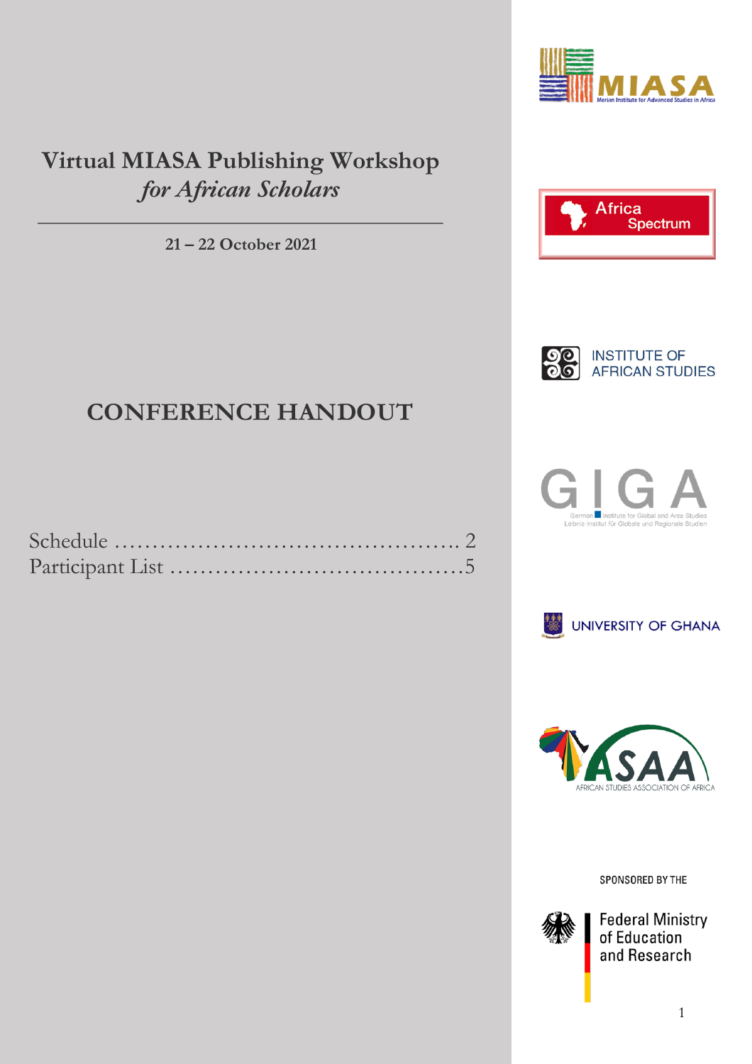# Virtual MIASA Publishing Workshop *for African Scholars*

**21 – 22 October 2021**

## CONFERENCE HANDOUT

Schedule .............................................. 2
Participant List .......................................5

MIASA
Merian Institute for Advanced Studies in Africa

Africa Spectrum

INSTITUTE OF AFRICAN STUDIES

GIGA
German Institute for Global and Area Studies
Leibniz-Institut für Globale und Regionale Studien

UNIVERSITY OF GHANA

ASAA
AFRICAN STUDIES ASSOCIATION OF AFRICA

SPONSORED BY THE

Federal Ministry of Education and Research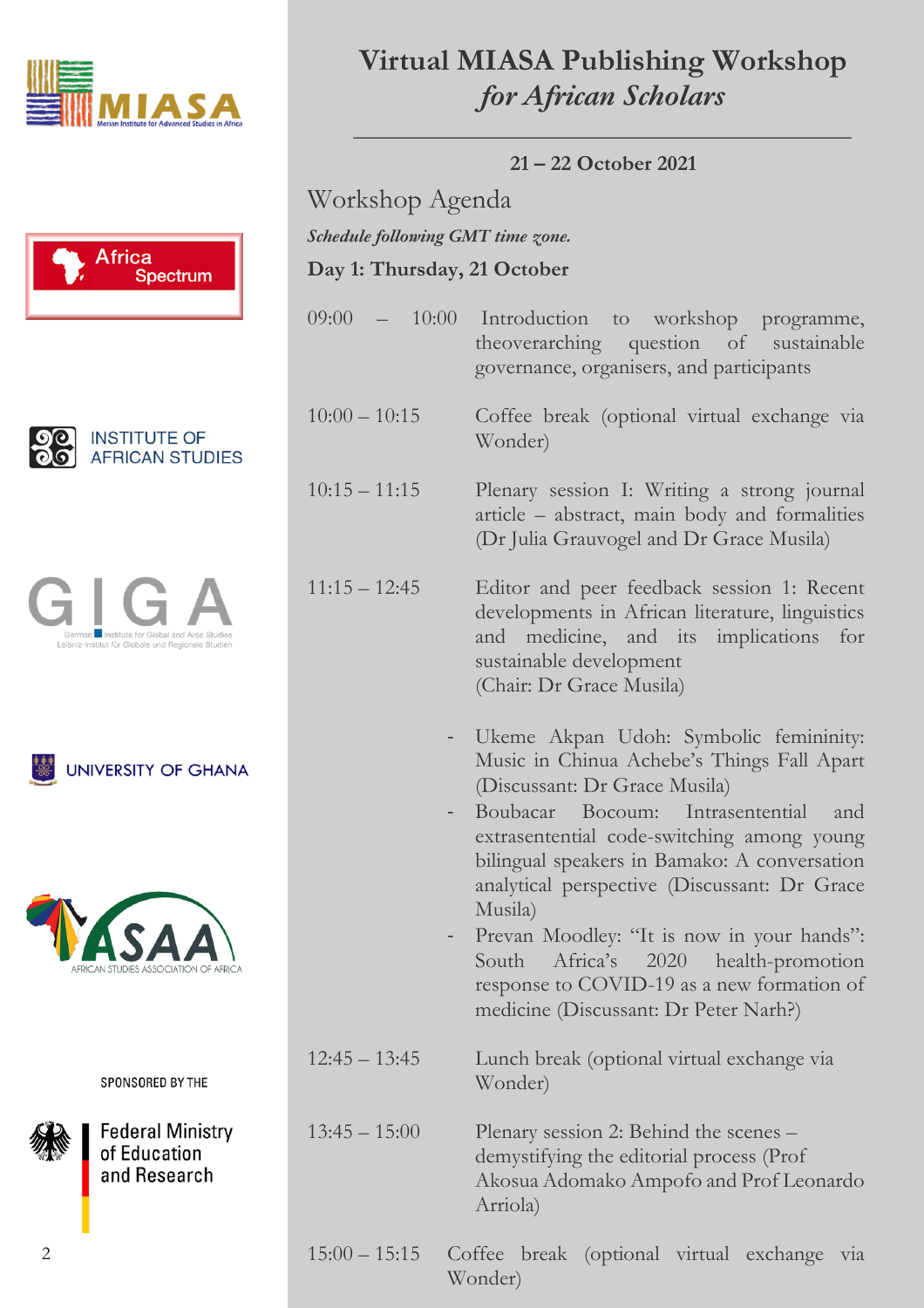# Virtual MIASA Publishing Workshop *for African Scholars*

**21 – 22 October 2021**

## Workshop Agenda

***Schedule following GMT time zone.***

### Day 1: Thursday, 21 October

| | |
|---|---|
| 09:00 – 10:00 | Introduction to workshop programme, theoverarching question of sustainable governance, organisers, and participants |
| 10:00 – 10:15 | Coffee break (optional virtual exchange via Wonder) |
| 10:15 – 11:15 | Plenary session I: Writing a strong journal article – abstract, main body and formalities (Dr Julia Grauvogel and Dr Grace Musila) |
| 11:15 – 12:45 | Editor and peer feedback session 1: Recent developments in African literature, linguistics and medicine, and its implications for sustainable development (Chair: Dr Grace Musila)<br>- Ukeme Akpan Udoh: Symbolic femininity: Music in Chinua Achebe's Things Fall Apart (Discussant: Dr Grace Musila)<br>- Boubacar Bocoum: Intrasentential and extrasentential code-switching among young bilingual speakers in Bamako: A conversation analytical perspective (Discussant: Dr Grace Musila)<br>- Prevan Moodley: "It is now in your hands": South Africa's 2020 health-promotion response to COVID-19 as a new formation of medicine (Discussant: Dr Peter Narh?) |
| 12:45 – 13:45 | Lunch break (optional virtual exchange via Wonder) |
| 13:45 – 15:00 | Plenary session 2: Behind the scenes – demystifying the editorial process (Prof Akosua Adomako Ampofo and Prof Leonardo Arriola) |
| 15:00 – 15:15 | Coffee break (optional virtual exchange via Wonder) |

SPONSORED BY THE Federal Ministry of Education and Research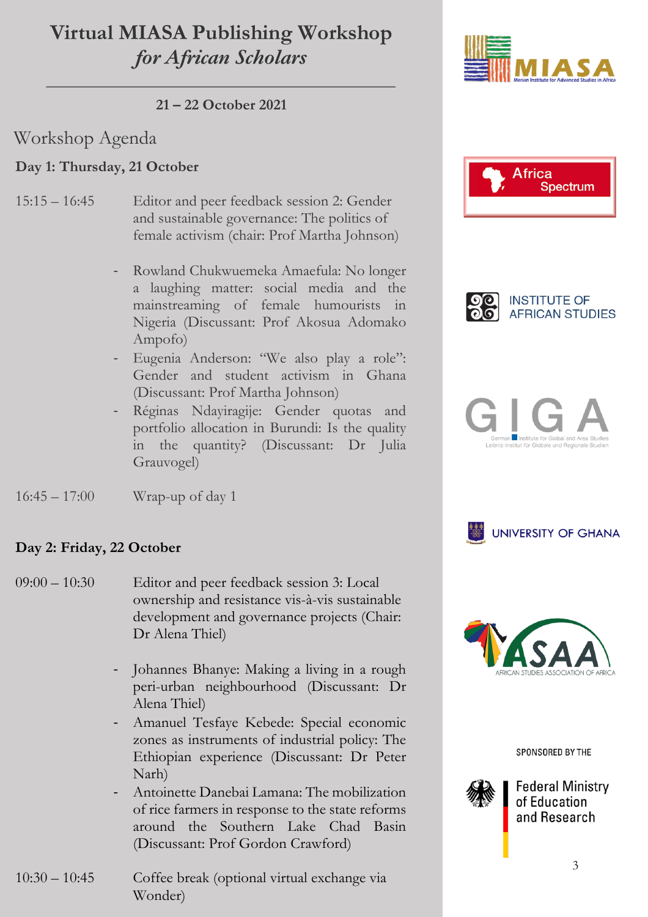# Virtual MIASA Publishing Workshop
## *for African Scholars*

**21 – 22 October 2021**

## Workshop Agenda

### Day 1: Thursday, 21 October

15:15 – 16:45 Editor and peer feedback session 2: Gender and sustainable governance: The politics of female activism (chair: Prof Martha Johnson)

- Rowland Chukwuemeka Amaefula: No longer a laughing matter: social media and the mainstreaming of female humourists in Nigeria (Discussant: Prof Akosua Adomako Ampofo)
- Eugenia Anderson: "We also play a role": Gender and student activism in Ghana (Discussant: Prof Martha Johnson)
- Réginas Ndayiragije: Gender quotas and portfolio allocation in Burundi: Is the quality in the quantity? (Discussant: Dr Julia Grauvogel)

16:45 – 17:00 Wrap-up of day 1

### Day 2: Friday, 22 October

09:00 – 10:30 Editor and peer feedback session 3: Local ownership and resistance vis-à-vis sustainable development and governance projects (Chair: Dr Alena Thiel)

- Johannes Bhanye: Making a living in a rough peri-urban neighbourhood (Discussant: Dr Alena Thiel)
- Amanuel Tesfaye Kebede: Special economic zones as instruments of industrial policy: The Ethiopian experience (Discussant: Dr Peter Narh)
- Antoinette Danebai Lamana: The mobilization of rice farmers in response to the state reforms around the Southern Lake Chad Basin (Discussant: Prof Gordon Crawford)

10:30 – 10:45 Coffee break (optional virtual exchange via Wonder)

MIASA – Merian Institute for Advanced Studies in Africa

Africa Spectrum

INSTITUTE OF AFRICAN STUDIES

GIGA – German Institute for Global and Area Studies / Leibniz-Institut für Globale und Regionale Studien

UNIVERSITY OF GHANA

ASAA – AFRICAN STUDIES ASSOCIATION OF AFRICA

SPONSORED BY THE

Federal Ministry of Education and Research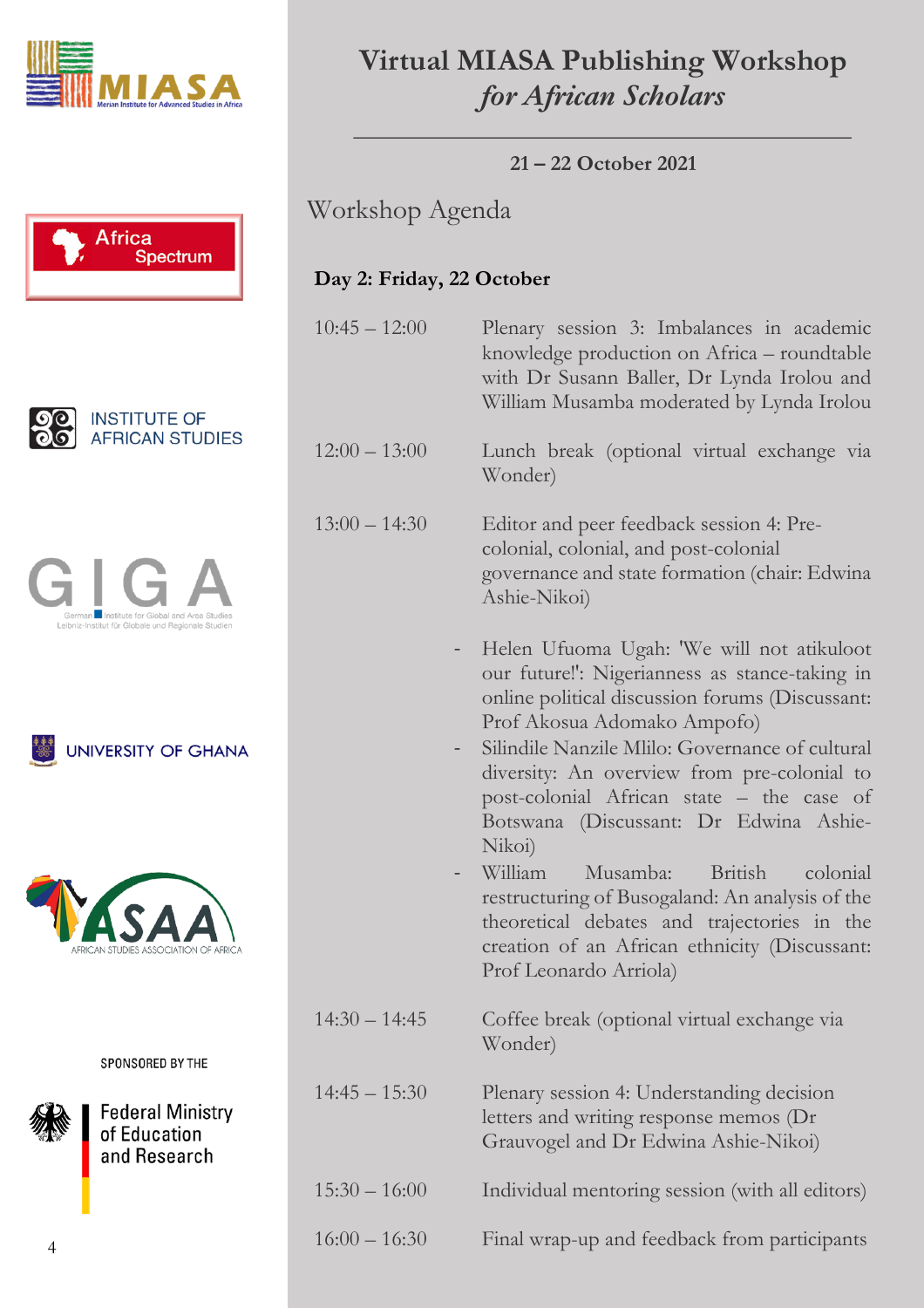MIASA
Merian Institute for Advanced Studies in Africa

Africa Spectrum

INSTITUTE OF AFRICAN STUDIES

GIGA
German Institute for Global and Area Studies
Leibniz-Institut für Globale und Regionale Studien

UNIVERSITY OF GHANA

ASAA
AFRICAN STUDIES ASSOCIATION OF AFRICA

SPONSORED BY THE

Federal Ministry of Education and Research

# Virtual MIASA Publishing Workshop *for African Scholars*

**21 – 22 October 2021**

## Workshop Agenda

### Day 2: Friday, 22 October

| Time | Session |
|---|---|
| 10:45 – 12:00 | Plenary session 3: Imbalances in academic knowledge production on Africa – roundtable with Dr Susann Baller, Dr Lynda Irolou and William Musamba moderated by Lynda Irolou |
| 12:00 – 13:00 | Lunch break (optional virtual exchange via Wonder) |
| 13:00 – 14:30 | Editor and peer feedback session 4: Pre-colonial, colonial, and post-colonial governance and state formation (chair: Edwina Ashie-Nikoi)<br>- Helen Ufuoma Ugah: 'We will not atikuloot our future!': Nigerianness as stance-taking in online political discussion forums (Discussant: Prof Akosua Adomako Ampofo)<br>- Silindile Nanzile Mlilo: Governance of cultural diversity: An overview from pre-colonial to post-colonial African state – the case of Botswana (Discussant: Dr Edwina Ashie-Nikoi)<br>- William Musamba: British colonial restructuring of Busogaland: An analysis of the theoretical debates and trajectories in the creation of an African ethnicity (Discussant: Prof Leonardo Arriola) |
| 14:30 – 14:45 | Coffee break (optional virtual exchange via Wonder) |
| 14:45 – 15:30 | Plenary session 4: Understanding decision letters and writing response memos (Dr Grauvogel and Dr Edwina Ashie-Nikoi) |
| 15:30 – 16:00 | Individual mentoring session (with all editors) |
| 16:00 – 16:30 | Final wrap-up and feedback from participants |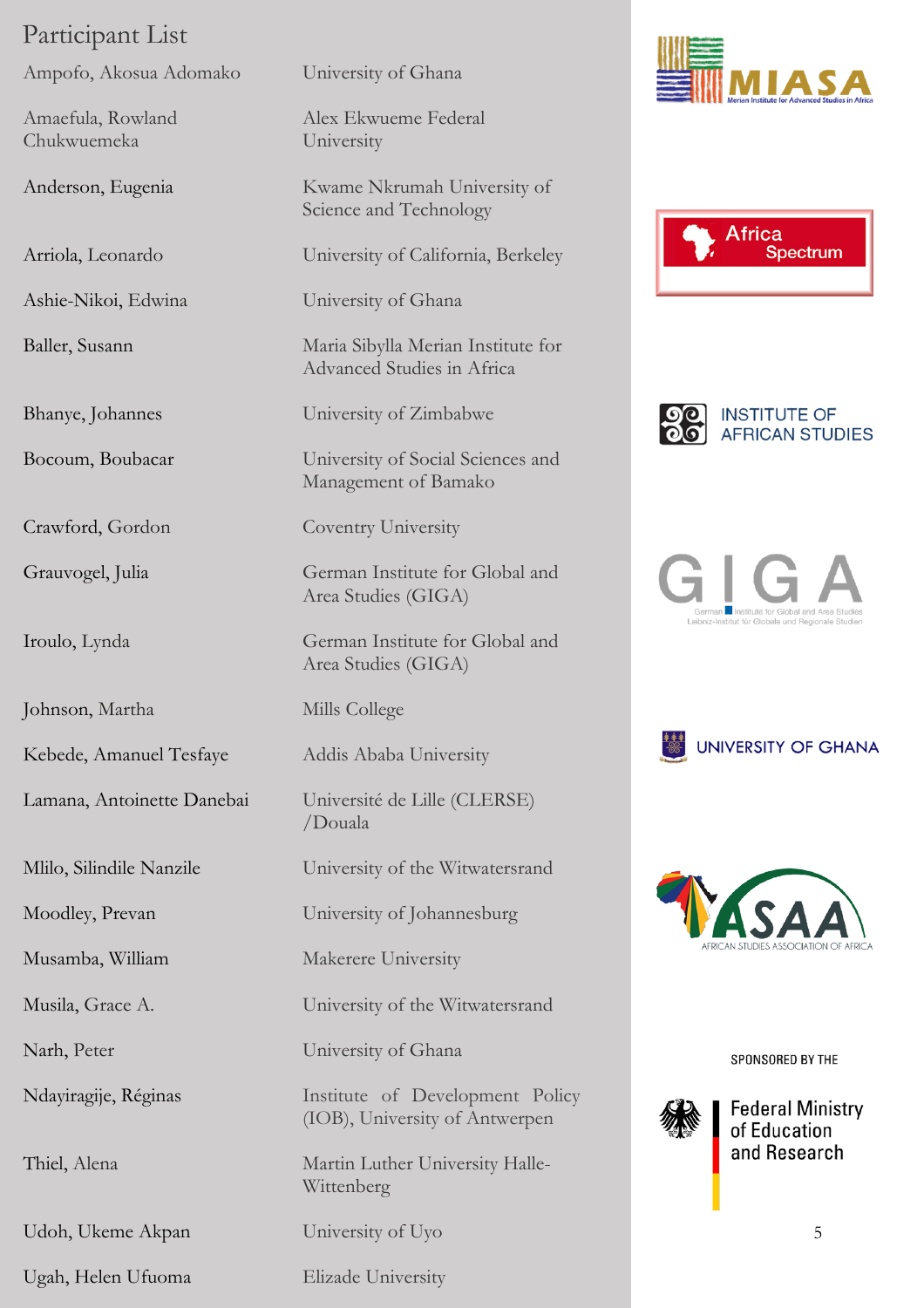## Participant List

| | |
|---|---|
| Ampofo, Akosua Adomako | University of Ghana |
| Amaefula, Rowland Chukwuemeka | Alex Ekwueme Federal University |
| Anderson, Eugenia | Kwame Nkrumah University of Science and Technology |
| Arriola, Leonardo | University of California, Berkeley |
| Ashie-Nikoi, Edwina | University of Ghana |
| Baller, Susann | Maria Sibylla Merian Institute for Advanced Studies in Africa |
| Bhanye, Johannes | University of Zimbabwe |
| Bocoum, Boubacar | University of Social Sciences and Management of Bamako |
| Crawford, Gordon | Coventry University |
| Grauvogel, Julia | German Institute for Global and Area Studies (GIGA) |
| Iroulo, Lynda | German Institute for Global and Area Studies (GIGA) |
| Johnson, Martha | Mills College |
| Kebede, Amanuel Tesfaye | Addis Ababa University |
| Lamana, Antoinette Danebai | Université de Lille (CLERSE) /Douala |
| Mlilo, Silindile Nanzile | University of the Witwatersrand |
| Moodley, Prevan | University of Johannesburg |
| Musamba, William | Makerere University |
| Musila, Grace A. | University of the Witwatersrand |
| Narh, Peter | University of Ghana |
| Ndayiragije, Réginas | Institute of Development Policy (IOB), University of Antwerpen |
| Thiel, Alena | Martin Luther University Halle-Wittenberg |
| Udoh, Ukeme Akpan | University of Uyo |
| Ugah, Helen Ufuoma | Elizade University |

MIASA Merian Institute for Advanced Studies in Africa

Africa Spectrum

INSTITUTE OF AFRICAN STUDIES

GIGA German Institute for Global and Area Studies Leibniz-Institut für Globale und Regionale Studien

UNIVERSITY OF GHANA

ASAA AFRICAN STUDIES ASSOCIATION OF AFRICA

SPONSORED BY THE

Federal Ministry of Education and Research